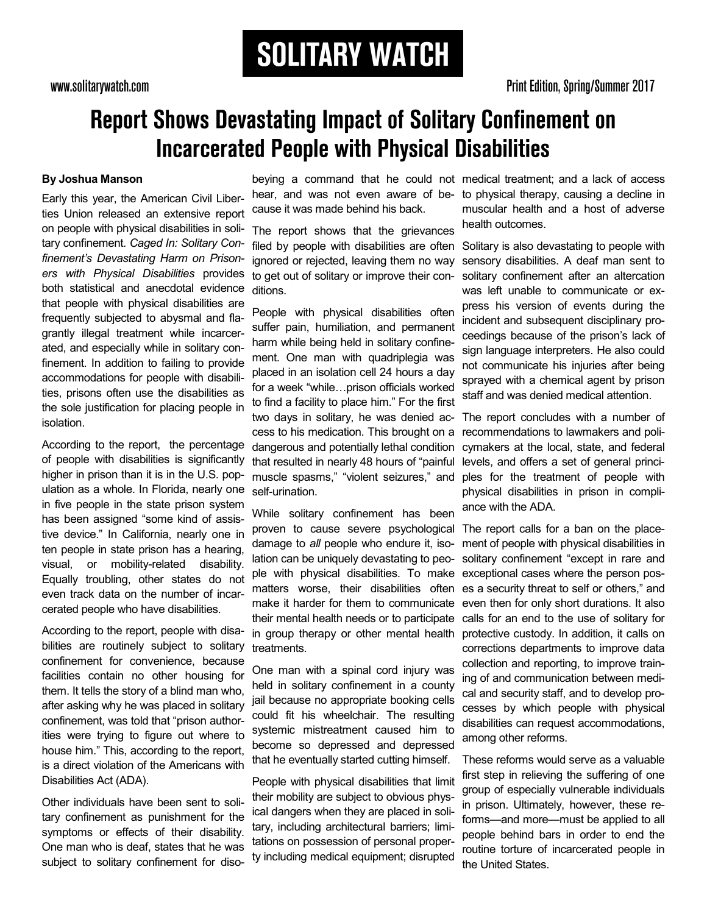# SOLITARY WATCH

www.solitarywatch.com

Print Edition, Spring/Summer 2017

## Report Shows Devastating Impact of Solitary Confinement on Incarcerated People with Physical Disabilities

**By Joshua Manson**

Early this year, the American Civil Liberties Union released an extensive report on people with physical disabilities in solitary confinement. *Caged In: Solitary Confinement's Devastating Harm on Prisoners with Physical Disabilities* provides both statistical and anecdotal evidence that people with physical disabilities are frequently subjected to abysmal and flagrantly illegal treatment while incarcerated, and especially while in solitary confinement. In addition to failing to provide accommodations for people with disabilities, prisons often use the disabilities as the sole justification for placing people in isolation.

According to the report, the percentage of people with disabilities is significantly higher in prison than it is in the U.S. population as a whole. In Florida, nearly one in five people in the state prison system has been assigned "some kind of assistive device." In California, nearly one in ten people in state prison has a hearing, visual, or mobility-related disability. Equally troubling, other states do not even track data on the number of incarcerated people who have disabilities.

According to the report, people with disabilities are routinely subject to solitary confinement for convenience, because facilities contain no other housing for them. It tells the story of a blind man who, after asking why he was placed in solitary confinement, was told that "prison authorities were trying to figure out where to house him." This, according to the report, is a direct violation of the Americans with Disabilities Act (ADA).

Other individuals have been sent to solitary confinement as punishment for the symptoms or effects of their disability. One man who is deaf, states that he was subject to solitary confinement for disobeying a command that he could not hear, and was not even aware of because it was made behind his back.

The report shows that the grievances filed by people with disabilities are often ignored or rejected, leaving them no way to get out of solitary or improve their conditions.

People with physical disabilities often suffer pain, humiliation, and permanent harm while being held in solitary confinement. One man with quadriplegia was placed in an isolation cell 24 hours a day for a week "while…prison officials worked to find a facility to place him." For the first two days in solitary, he was denied access to his medication. This brought on a dangerous and potentially lethal condition that resulted in nearly 48 hours of "painful muscle spasms," "violent seizures," and self-urination.

While solitary confinement has been proven to cause severe psychological damage to *all* people who endure it, isolation can be uniquely devastating to people with physical disabilities. To make matters worse, their disabilities often make it harder for them to communicate their mental health needs or to participate in group therapy or other mental health treatments.

One man with a spinal cord injury was held in solitary confinement in a county jail because no appropriate booking cells could fit his wheelchair. The resulting systemic mistreatment caused him to become so depressed and depressed that he eventually started cutting himself.

People with physical disabilities that limit their mobility are subject to obvious physical dangers when they are placed in solitary, including architectural barriers; limitations on possession of personal property including medical equipment; disrupted medical treatment; and a lack of access to physical therapy, causing a decline in muscular health and a host of adverse health outcomes.

Solitary is also devastating to people with sensory disabilities. A deaf man sent to solitary confinement after an altercation was left unable to communicate or express his version of events during the incident and subsequent disciplinary proceedings because of the prison's lack of sign language interpreters. He also could not communicate his injuries after being sprayed with a chemical agent by prison staff and was denied medical attention.

The report concludes with a number of recommendations to lawmakers and policymakers at the local, state, and federal levels, and offers a set of general principles for the treatment of people with physical disabilities in prison in compliance with the ADA.

The report calls for a ban on the placement of people with physical disabilities in solitary confinement "except in rare and exceptional cases where the person poses a security threat to self or others," and even then for only short durations. It also calls for an end to the use of solitary for protective custody. In addition, it calls on corrections departments to improve data collection and reporting, to improve training of and communication between medical and security staff, and to develop processes by which people with physical disabilities can request accommodations, among other reforms.

These reforms would serve as a valuable first step in relieving the suffering of one group of especially vulnerable individuals in prison. Ultimately, however, these reforms—and more—must be applied to all people behind bars in order to end the routine torture of incarcerated people in the United States.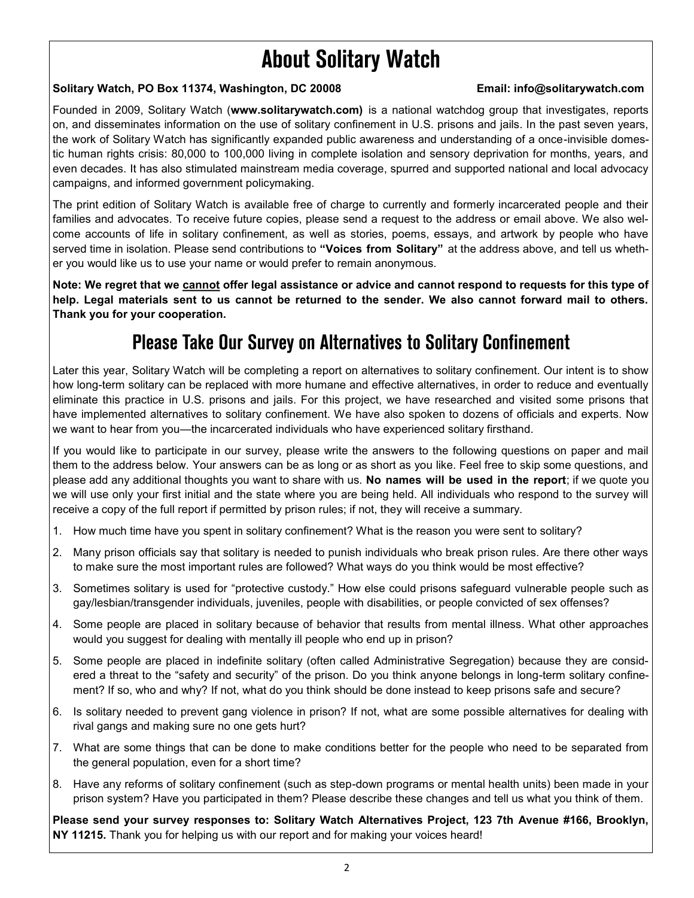# About Solitary Watch

**Solitary Watch, PO Box 11374, Washington, DC 20008** **Email: info@solitarywatch.com**

Founded in 2009, Solitary Watch (**www.solitarywatch.com)** is a national watchdog group that investigates, reports on, and disseminates information on the use of solitary confinement in U.S. prisons and jails. In the past seven years, the work of Solitary Watch has significantly expanded public awareness and understanding of a once-invisible domestic human rights crisis: 80,000 to 100,000 living in complete isolation and sensory deprivation for months, years, and even decades. It has also stimulated mainstream media coverage, spurred and supported national and local advocacy campaigns, and informed government policymaking.

The print edition of Solitary Watch is available free of charge to currently and formerly incarcerated people and their families and advocates. To receive future copies, please send a request to the address or email above. We also welcome accounts of life in solitary confinement, as well as stories, poems, essays, and artwork by people who have served time in isolation. Please send contributions to **"Voices from Solitary"** at the address above, and tell us whether you would like us to use your name or would prefer to remain anonymous.

**Note: We regret that we cannot offer legal assistance or advice and cannot respond to requests for this type of help. Legal materials sent to us cannot be returned to the sender. We also cannot forward mail to others. Thank you for your cooperation.**

## Please Take Our Survey on Alternatives to Solitary Confinement

Later this year, Solitary Watch will be completing a report on alternatives to solitary confinement. Our intent is to show how long-term solitary can be replaced with more humane and effective alternatives, in order to reduce and eventually eliminate this practice in U.S. prisons and jails. For this project, we have researched and visited some prisons that have implemented alternatives to solitary confinement. We have also spoken to dozens of officials and experts. Now we want to hear from you—the incarcerated individuals who have experienced solitary firsthand.

If you would like to participate in our survey, please write the answers to the following questions on paper and mail them to the address below. Your answers can be as long or as short as you like. Feel free to skip some questions, and please add any additional thoughts you want to share with us. **No names will be used in the report**; if we quote you we will use only your first initial and the state where you are being held. All individuals who respond to the survey will receive a copy of the full report if permitted by prison rules; if not, they will receive a summary.

1. How much time have you spent in solitary confinement? What is the reason you were sent to solitary?
2. Many prison officials say that solitary is needed to punish individuals who break prison rules. Are there other ways to make sure the most important rules are followed? What ways do you think would be most effective?
3. Sometimes solitary is used for "protective custody." How else could prisons safeguard vulnerable people such as gay/lesbian/transgender individuals, juveniles, people with disabilities, or people convicted of sex offenses?
4. Some people are placed in solitary because of behavior that results from mental illness. What other approaches would you suggest for dealing with mentally ill people who end up in prison?
5. Some people are placed in indefinite solitary (often called Administrative Segregation) because they are considered a threat to the "safety and security" of the prison. Do you think anyone belongs in long-term solitary confinement? If so, who and why? If not, what do you think should be done instead to keep prisons safe and secure?
6. Is solitary needed to prevent gang violence in prison? If not, what are some possible alternatives for dealing with rival gangs and making sure no one gets hurt?
7. What are some things that can be done to make conditions better for the people who need to be separated from the general population, even for a short time?
8. Have any reforms of solitary confinement (such as step-down programs or mental health units) been made in your prison system? Have you participated in them? Please describe these changes and tell us what you think of them.

**Please send your survey responses to: Solitary Watch Alternatives Project, 123 7th Avenue #166, Brooklyn, NY 11215.** Thank you for helping us with our report and for making your voices heard!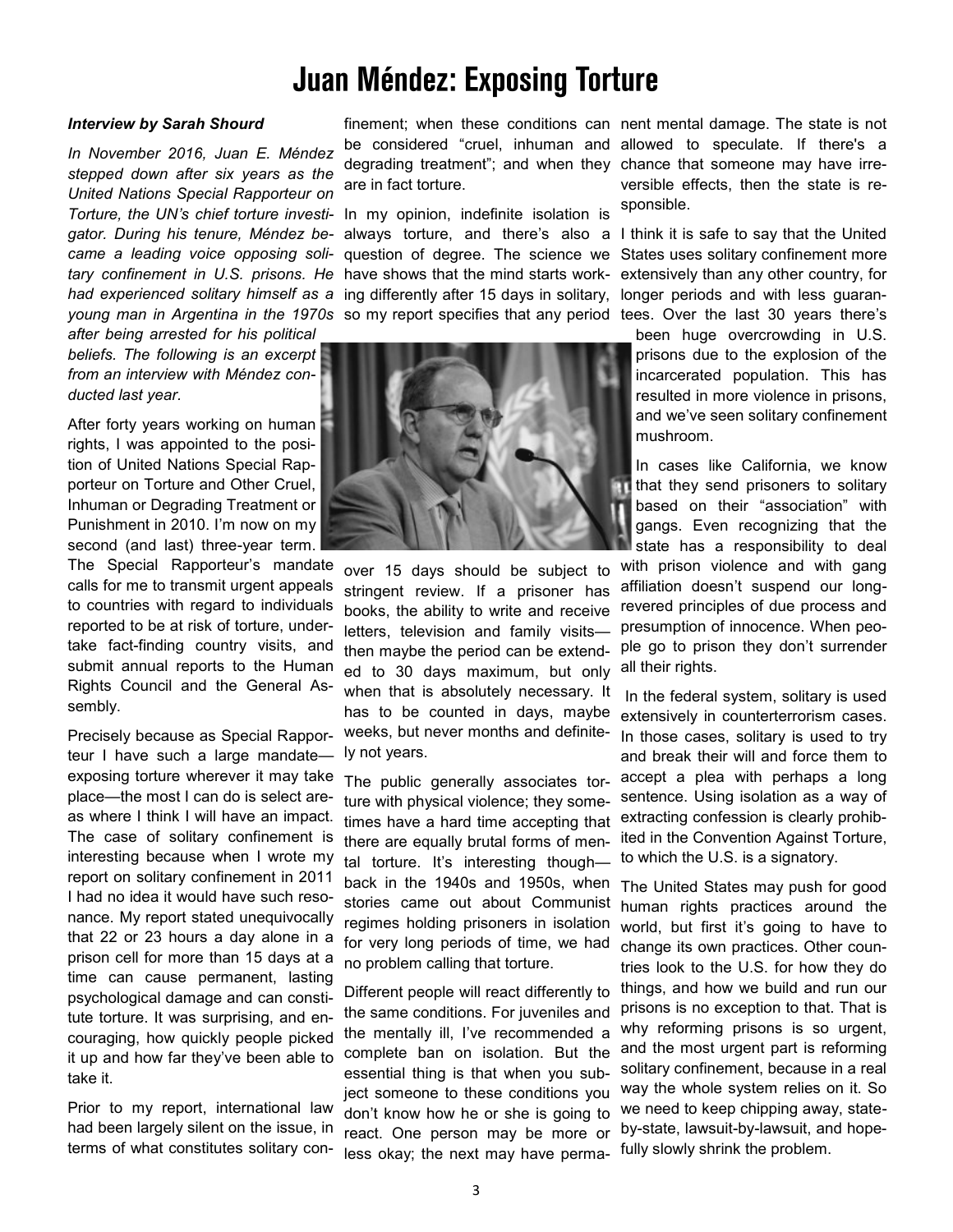# Juan Méndez: Exposing Torture

***Interview by Sarah Shourd***

*In November 2016, Juan E. Méndez stepped down after six years as the United Nations Special Rapporteur on Torture, the UN's chief torture investigator. During his tenure, Méndez became a leading voice opposing solitary confinement in U.S. prisons. He had experienced solitary himself as a young man in Argentina in the 1970s after being arrested for his political beliefs. The following is an excerpt from an interview with Méndez conducted last year.*

After forty years working on human rights, I was appointed to the position of United Nations Special Rapporteur on Torture and Other Cruel, Inhuman or Degrading Treatment or Punishment in 2010. I'm now on my second (and last) three-year term. The Special Rapporteur's mandate calls for me to transmit urgent appeals to countries with regard to individuals reported to be at risk of torture, undertake fact-finding country visits, and submit annual reports to the Human Rights Council and the General Assembly.

Precisely because as Special Rapporteur I have such a large mandate—exposing torture wherever it may take place—the most I can do is select areas where I think I will have an impact. The case of solitary confinement is interesting because when I wrote my report on solitary confinement in 2011 I had no idea it would have such resonance. My report stated unequivocally that 22 or 23 hours a day alone in a prison cell for more than 15 days at a time can cause permanent, lasting psychological damage and can constitute torture. It was surprising, and encouraging, how quickly people picked it up and how far they've been able to take it.

Prior to my report, international law had been largely silent on the issue, in terms of what constitutes solitary confinement; when these conditions can be considered "cruel, inhuman and degrading treatment"; and when they are in fact torture.

In my opinion, indefinite isolation is always torture, and there's also a question of degree. The science we have shows that the mind starts working differently after 15 days in solitary, so my report specifies that any period over 15 days should be subject to stringent review. If a prisoner has books, the ability to write and receive letters, television and family visits—then maybe the period can be extended to 30 days maximum, but only when that is absolutely necessary. It has to be counted in days, maybe weeks, but never months and definitely not years.

The public generally associates torture with physical violence; they sometimes have a hard time accepting that there are equally brutal forms of mental torture. It's interesting though—back in the 1940s and 1950s, when stories came out about Communist regimes holding prisoners in isolation for very long periods of time, we had no problem calling that torture.

Different people will react differently to the same conditions. For juveniles and the mentally ill, I've recommended a complete ban on isolation. But the essential thing is that when you subject someone to these conditions you don't know how he or she is going to react. One person may be more or less okay; the next may have permanent mental damage. The state is not allowed to speculate. If there's a chance that someone may have irreversible effects, then the state is responsible.

I think it is safe to say that the United States uses solitary confinement more extensively than any other country, for longer periods and with less guarantees. Over the last 30 years there's been huge overcrowding in U.S. prisons due to the explosion of the incarcerated population. This has resulted in more violence in prisons, and we've seen solitary confinement mushroom.

In cases like California, we know that they send prisoners to solitary based on their "association" with gangs. Even recognizing that the state has a responsibility to deal with prison violence and with gang affiliation doesn't suspend our long-revered principles of due process and presumption of innocence. When people go to prison they don't surrender all their rights.

In the federal system, solitary is used extensively in counterterrorism cases. In those cases, solitary is used to try and break their will and force them to accept a plea with perhaps a long sentence. Using isolation as a way of extracting confession is clearly prohibited in the Convention Against Torture, to which the U.S. is a signatory.

The United States may push for good human rights practices around the world, but first it's going to have to change its own practices. Other countries look to the U.S. for how they do things, and how we build and run our prisons is no exception to that. That is why reforming prisons is so urgent, and the most urgent part is reforming solitary confinement, because in a real way the whole system relies on it. So we need to keep chipping away, state-by-state, lawsuit-by-lawsuit, and hopefully slowly shrink the problem.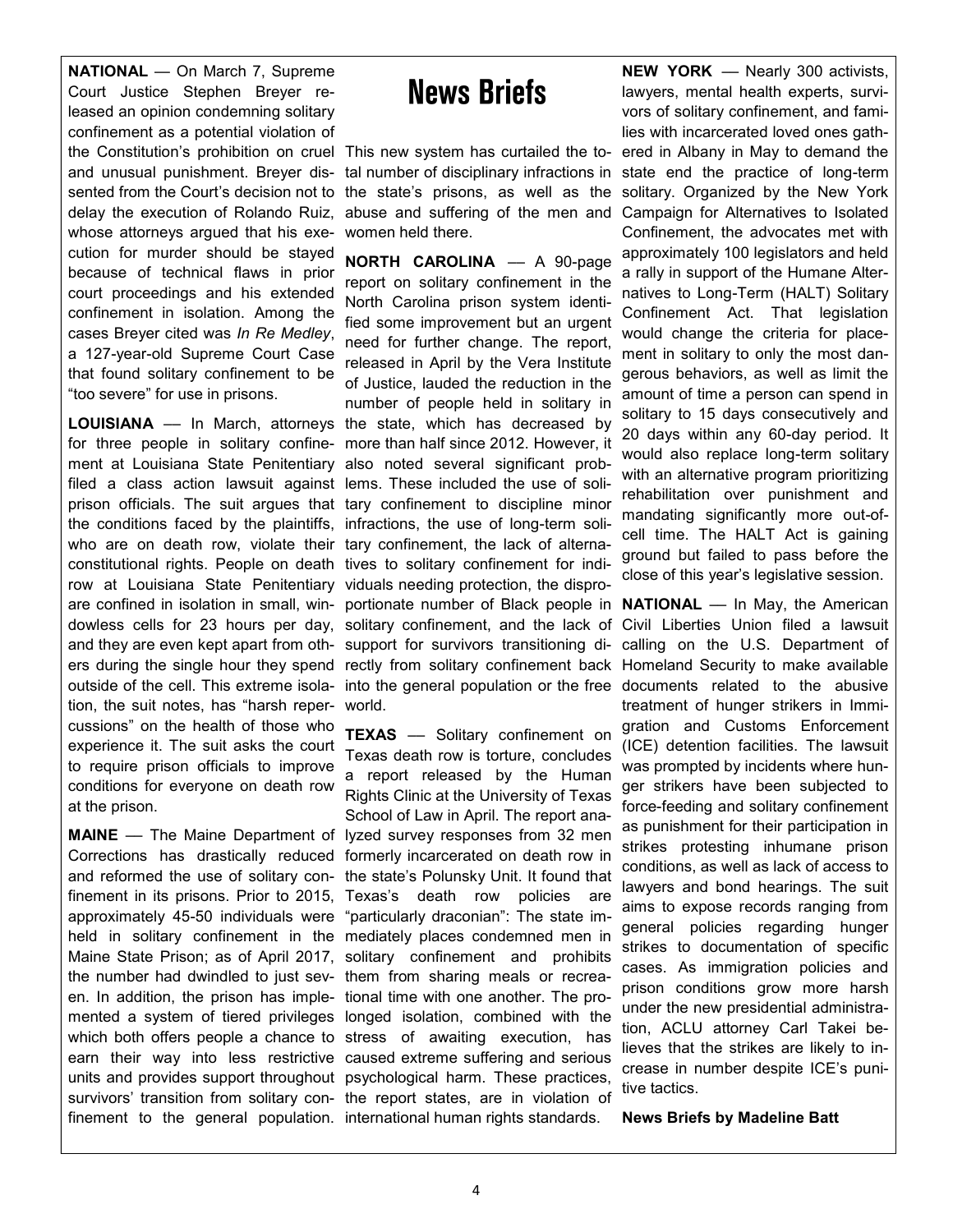# News Briefs

**NATIONAL** — On March 7, Supreme Court Justice Stephen Breyer released an opinion condemning solitary confinement as a potential violation of the Constitution's prohibition on cruel and unusual punishment. Breyer dissented from the Court's decision not to delay the execution of Rolando Ruiz, whose attorneys argued that his execution for murder should be stayed because of technical flaws in prior court proceedings and his extended confinement in isolation. Among the cases Breyer cited was *In Re Medley*, a 127-year-old Supreme Court Case that found solitary confinement to be "too severe" for use in prisons.

**LOUISIANA** — In March, attorneys for three people in solitary confinement at Louisiana State Penitentiary filed a class action lawsuit against prison officials. The suit argues that the conditions faced by the plaintiffs, who are on death row, violate their constitutional rights. People on death row at Louisiana State Penitentiary are confined in isolation in small, windowless cells for 23 hours per day, and they are even kept apart from others during the single hour they spend outside of the cell. This extreme isolation, the suit notes, has "harsh repercussions" on the health of those who experience it. The suit asks the court to require prison officials to improve conditions for everyone on death row at the prison.

**MAINE** — The Maine Department of Corrections has drastically reduced and reformed the use of solitary confinement in its prisons. Prior to 2015, approximately 45-50 individuals were held in solitary confinement in the Maine State Prison; as of April 2017, the number had dwindled to just seven. In addition, the prison has implemented a system of tiered privileges which both offers people a chance to earn their way into less restrictive units and provides support throughout survivors' transition from solitary confinement to the general population. This new system has curtailed the total number of disciplinary infractions in the state's prisons, as well as the abuse and suffering of the men and women held there.

**NORTH CAROLINA** — A 90-page report on solitary confinement in the North Carolina prison system identified some improvement but an urgent need for further change. The report, released in April by the Vera Institute of Justice, lauded the reduction in the number of people held in solitary in the state, which has decreased by more than half since 2012. However, it also noted several significant problems. These included the use of solitary confinement to discipline minor infractions, the use of long-term solitary confinement, the lack of alternatives to solitary confinement for individuals needing protection, the disproportionate number of Black people in solitary confinement, and the lack of support for survivors transitioning directly from solitary confinement back into the general population or the free world.

**TEXAS** — Solitary confinement on Texas death row is torture, concludes a report released by the Human Rights Clinic at the University of Texas School of Law in April. The report analyzed survey responses from 32 men formerly incarcerated on death row in the state's Polunsky Unit. It found that Texas's death row policies are "particularly draconian": The state immediately places condemned men in solitary confinement and prohibits them from sharing meals or recreational time with one another. The prolonged isolation, combined with the stress of awaiting execution, has caused extreme suffering and serious psychological harm. These practices, the report states, are in violation of international human rights standards.

**NEW YORK** — Nearly 300 activists, lawyers, mental health experts, survivors of solitary confinement, and families with incarcerated loved ones gathered in Albany in May to demand the state end the practice of long-term solitary. Organized by the New York Campaign for Alternatives to Isolated Confinement, the advocates met with approximately 100 legislators and held a rally in support of the Humane Alternatives to Long-Term (HALT) Solitary Confinement Act. That legislation would change the criteria for placement in solitary to only the most dangerous behaviors, as well as limit the amount of time a person can spend in solitary to 15 days consecutively and 20 days within any 60-day period. It would also replace long-term solitary with an alternative program prioritizing rehabilitation over punishment and mandating significantly more out-of-cell time. The HALT Act is gaining ground but failed to pass before the close of this year's legislative session.

**NATIONAL** — In May, the American Civil Liberties Union filed a lawsuit calling on the U.S. Department of Homeland Security to make available documents related to the abusive treatment of hunger strikers in Immigration and Customs Enforcement (ICE) detention facilities. The lawsuit was prompted by incidents where hunger strikers have been subjected to force-feeding and solitary confinement as punishment for their participation in strikes protesting inhumane prison conditions, as well as lack of access to lawyers and bond hearings. The suit aims to expose records ranging from general policies regarding hunger strikes to documentation of specific cases. As immigration policies and prison conditions grow more harsh under the new presidential administration, ACLU attorney Carl Takei believes that the strikes are likely to increase in number despite ICE's punitive tactics.

**News Briefs by Madeline Batt**